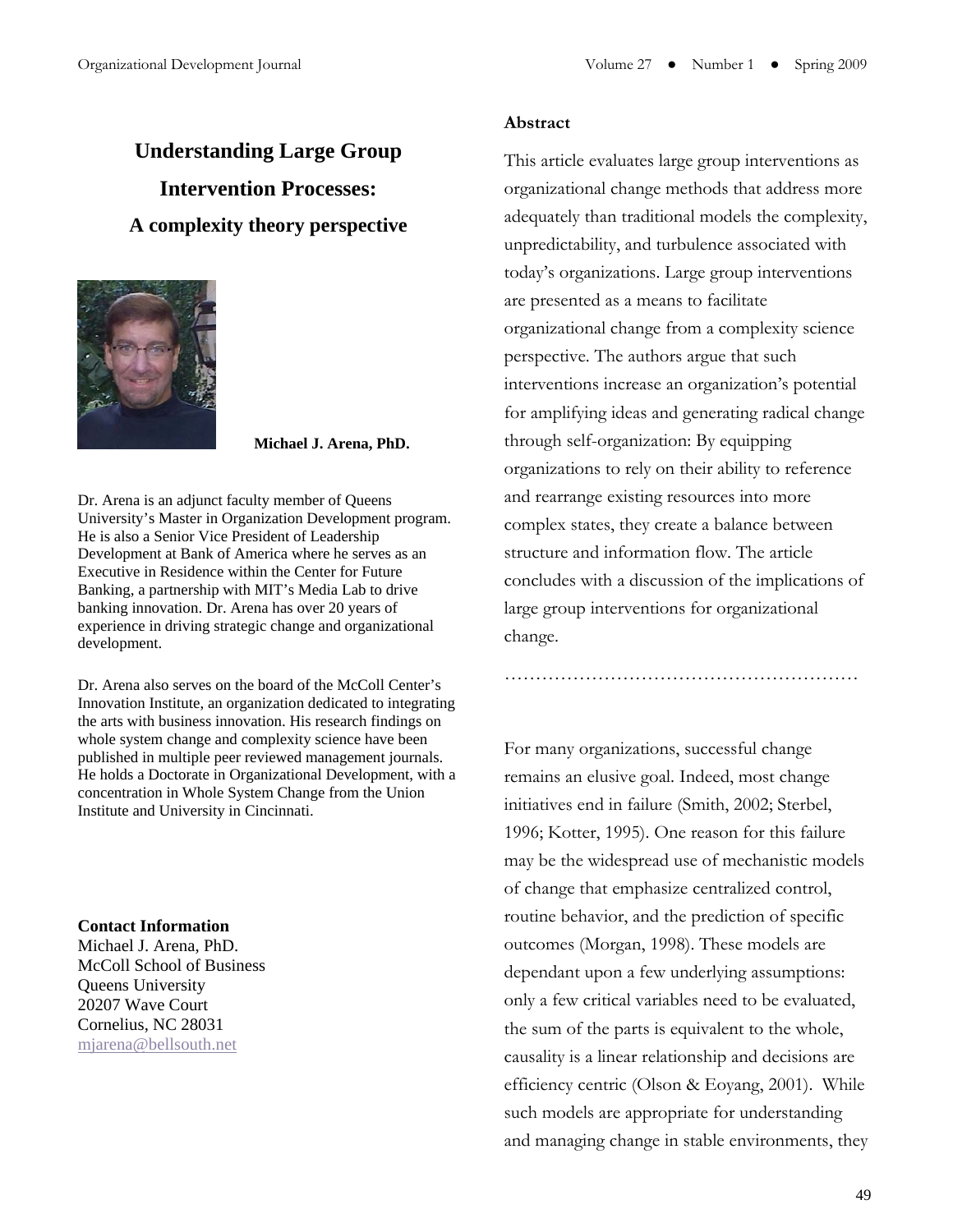# Understanding Large Group Intervention Processes: A complexity theory perspective

**Michael J. Arena, PhD.**

Dr. Arena is an adjunct faculty member of Queens University's Master in Organization Development program. He is also a Senior Vice President of Leadership Development at Bank of America where he serves as an Executive in Residence within the Center for Future Banking, a partnership with MIT's Media Lab to drive banking innovation. Dr. Arena has over 20 years of experience in driving strategic change and organizational development.

Dr. Arena also serves on the board of the McColl Center's Innovation Institute, an organization dedicated to integrating the arts with business innovation. His research findings on whole system change and complexity science have been published in multiple peer reviewed management journals. He holds a Doctorate in Organizational Development, with a concentration in Whole System Change from the Union Institute and University in Cincinnati.

**Contact Information**
Michael J. Arena, PhD.
McColl School of Business
Queens University
20207 Wave Court
Cornelius, NC 28031
mjarena@bellsouth.net

**Abstract**

This article evaluates large group interventions as organizational change methods that address more adequately than traditional models the complexity, unpredictability, and turbulence associated with today's organizations. Large group interventions are presented as a means to facilitate organizational change from a complexity science perspective. The authors argue that such interventions increase an organization's potential for amplifying ideas and generating radical change through self-organization: By equipping organizations to rely on their ability to reference and rearrange existing resources into more complex states, they create a balance between structure and information flow. The article concludes with a discussion of the implications of large group interventions for organizational change.

…………………………………………………

For many organizations, successful change remains an elusive goal. Indeed, most change initiatives end in failure (Smith, 2002; Sterbel, 1996; Kotter, 1995). One reason for this failure may be the widespread use of mechanistic models of change that emphasize centralized control, routine behavior, and the prediction of specific outcomes (Morgan, 1998). These models are dependant upon a few underlying assumptions: only a few critical variables need to be evaluated, the sum of the parts is equivalent to the whole, causality is a linear relationship and decisions are efficiency centric (Olson & Eoyang, 2001). While such models are appropriate for understanding and managing change in stable environments, they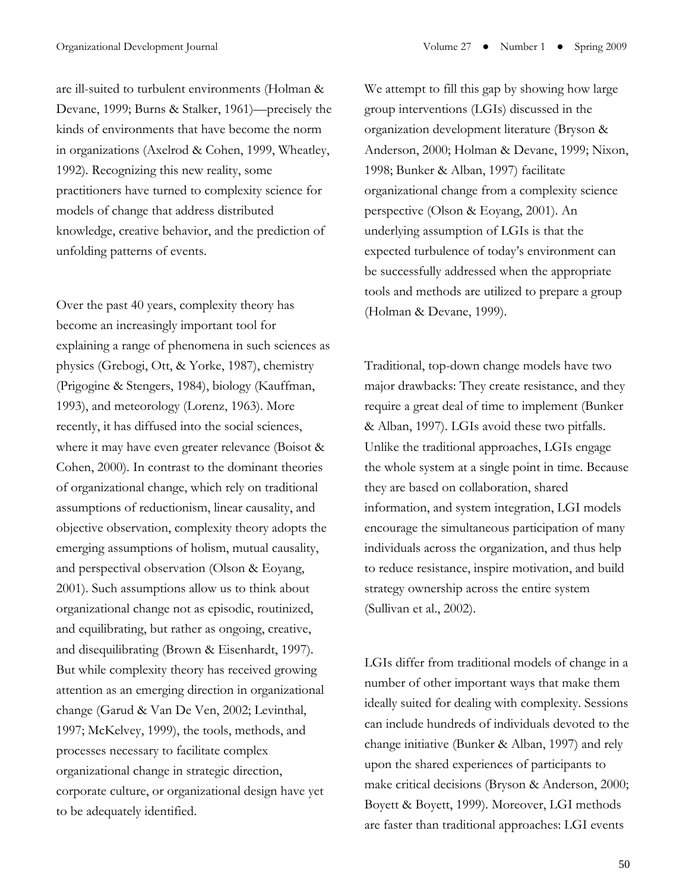are ill-suited to turbulent environments (Holman & Devane, 1999; Burns & Stalker, 1961)—precisely the kinds of environments that have become the norm in organizations (Axelrod & Cohen, 1999, Wheatley, 1992). Recognizing this new reality, some practitioners have turned to complexity science for models of change that address distributed knowledge, creative behavior, and the prediction of unfolding patterns of events.

Over the past 40 years, complexity theory has become an increasingly important tool for explaining a range of phenomena in such sciences as physics (Grebogi, Ott, & Yorke, 1987), chemistry (Prigogine & Stengers, 1984), biology (Kauffman, 1993), and meteorology (Lorenz, 1963). More recently, it has diffused into the social sciences, where it may have even greater relevance (Boisot & Cohen, 2000). In contrast to the dominant theories of organizational change, which rely on traditional assumptions of reductionism, linear causality, and objective observation, complexity theory adopts the emerging assumptions of holism, mutual causality, and perspectival observation (Olson & Eoyang, 2001). Such assumptions allow us to think about organizational change not as episodic, routinized, and equilibrating, but rather as ongoing, creative, and disequilibrating (Brown & Eisenhardt, 1997). But while complexity theory has received growing attention as an emerging direction in organizational change (Garud & Van De Ven, 2002; Levinthal, 1997; McKelvey, 1999), the tools, methods, and processes necessary to facilitate complex organizational change in strategic direction, corporate culture, or organizational design have yet to be adequately identified.

We attempt to fill this gap by showing how large group interventions (LGIs) discussed in the organization development literature (Bryson & Anderson, 2000; Holman & Devane, 1999; Nixon, 1998; Bunker & Alban, 1997) facilitate organizational change from a complexity science perspective (Olson & Eoyang, 2001). An underlying assumption of LGIs is that the expected turbulence of today's environment can be successfully addressed when the appropriate tools and methods are utilized to prepare a group (Holman & Devane, 1999).

Traditional, top-down change models have two major drawbacks: They create resistance, and they require a great deal of time to implement (Bunker & Alban, 1997). LGIs avoid these two pitfalls. Unlike the traditional approaches, LGIs engage the whole system at a single point in time. Because they are based on collaboration, shared information, and system integration, LGI models encourage the simultaneous participation of many individuals across the organization, and thus help to reduce resistance, inspire motivation, and build strategy ownership across the entire system (Sullivan et al., 2002).

LGIs differ from traditional models of change in a number of other important ways that make them ideally suited for dealing with complexity. Sessions can include hundreds of individuals devoted to the change initiative (Bunker & Alban, 1997) and rely upon the shared experiences of participants to make critical decisions (Bryson & Anderson, 2000; Boyett & Boyett, 1999). Moreover, LGI methods are faster than traditional approaches: LGI events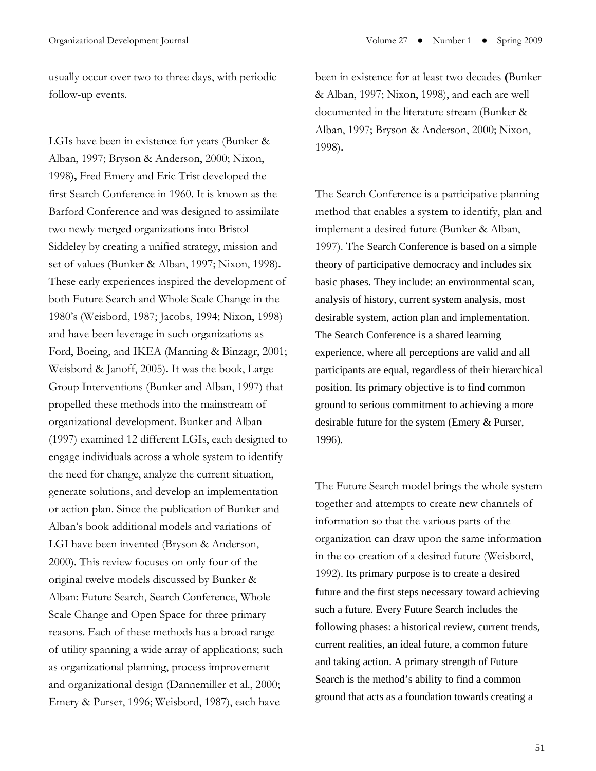usually occur over two to three days, with periodic follow-up events.

LGIs have been in existence for years (Bunker & Alban, 1997; Bryson & Anderson, 2000; Nixon, 1998)**,** Fred Emery and Eric Trist developed the first Search Conference in 1960. It is known as the Barford Conference and was designed to assimilate two newly merged organizations into Bristol Siddeley by creating a unified strategy, mission and set of values (Bunker & Alban, 1997; Nixon, 1998)**.** These early experiences inspired the development of both Future Search and Whole Scale Change in the 1980's (Weisbord, 1987; Jacobs, 1994; Nixon, 1998) and have been leverage in such organizations as Ford, Boeing, and IKEA (Manning & Binzagr, 2001; Weisbord & Janoff, 2005)**.** It was the book, Large Group Interventions (Bunker and Alban, 1997) that propelled these methods into the mainstream of organizational development. Bunker and Alban (1997) examined 12 different LGIs, each designed to engage individuals across a whole system to identify the need for change, analyze the current situation, generate solutions, and develop an implementation or action plan. Since the publication of Bunker and Alban's book additional models and variations of LGI have been invented (Bryson & Anderson, 2000). This review focuses on only four of the original twelve models discussed by Bunker & Alban: Future Search, Search Conference, Whole Scale Change and Open Space for three primary reasons. Each of these methods has a broad range of utility spanning a wide array of applications; such as organizational planning, process improvement and organizational design (Dannemiller et al., 2000; Emery & Purser, 1996; Weisbord, 1987), each have been in existence for at least two decades **(**Bunker & Alban, 1997; Nixon, 1998), and each are well documented in the literature stream (Bunker & Alban, 1997; Bryson & Anderson, 2000; Nixon, 1998)**.**

The Search Conference is a participative planning method that enables a system to identify, plan and implement a desired future (Bunker & Alban, 1997). The Search Conference is based on a simple theory of participative democracy and includes six basic phases. They include: an environmental scan, analysis of history, current system analysis, most desirable system, action plan and implementation. The Search Conference is a shared learning experience, where all perceptions are valid and all participants are equal, regardless of their hierarchical position. Its primary objective is to find common ground to serious commitment to achieving a more desirable future for the system (Emery & Purser, 1996).

The Future Search model brings the whole system together and attempts to create new channels of information so that the various parts of the organization can draw upon the same information in the co-creation of a desired future (Weisbord, 1992). Its primary purpose is to create a desired future and the first steps necessary toward achieving such a future. Every Future Search includes the following phases: a historical review, current trends, current realities, an ideal future, a common future and taking action. A primary strength of Future Search is the method's ability to find a common ground that acts as a foundation towards creating a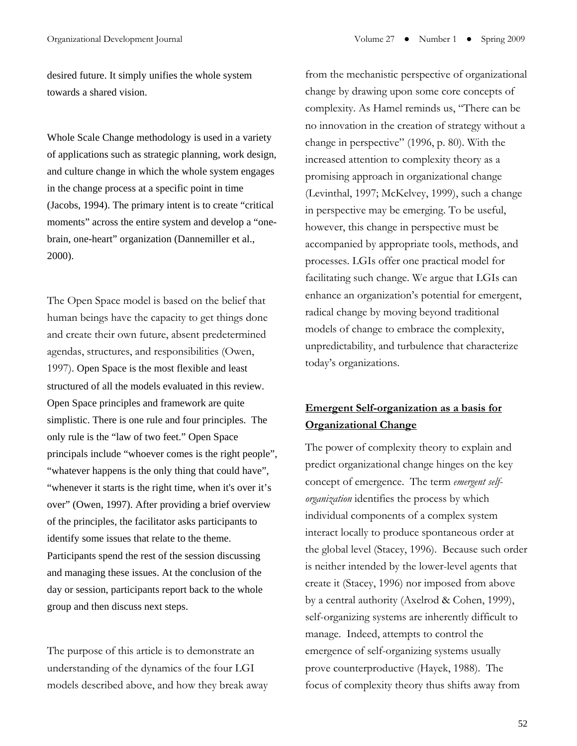desired future. It simply unifies the whole system towards a shared vision.

Whole Scale Change methodology is used in a variety of applications such as strategic planning, work design, and culture change in which the whole system engages in the change process at a specific point in time (Jacobs, 1994). The primary intent is to create "critical moments" across the entire system and develop a "one-brain, one-heart" organization (Dannemiller et al., 2000).

The Open Space model is based on the belief that human beings have the capacity to get things done and create their own future, absent predetermined agendas, structures, and responsibilities (Owen, 1997). Open Space is the most flexible and least structured of all the models evaluated in this review. Open Space principles and framework are quite simplistic. There is one rule and four principles. The only rule is the "law of two feet." Open Space principals include "whoever comes is the right people", "whatever happens is the only thing that could have", "whenever it starts is the right time, when it's over it's over" (Owen, 1997). After providing a brief overview of the principles, the facilitator asks participants to identify some issues that relate to the theme. Participants spend the rest of the session discussing and managing these issues. At the conclusion of the day or session, participants report back to the whole group and then discuss next steps.

The purpose of this article is to demonstrate an understanding of the dynamics of the four LGI models described above, and how they break away from the mechanistic perspective of organizational change by drawing upon some core concepts of complexity. As Hamel reminds us, "There can be no innovation in the creation of strategy without a change in perspective" (1996, p. 80). With the increased attention to complexity theory as a promising approach in organizational change (Levinthal, 1997; McKelvey, 1999), such a change in perspective may be emerging. To be useful, however, this change in perspective must be accompanied by appropriate tools, methods, and processes. LGIs offer one practical model for facilitating such change. We argue that LGIs can enhance an organization's potential for emergent, radical change by moving beyond traditional models of change to embrace the complexity, unpredictability, and turbulence that characterize today's organizations.

## Emergent Self-organization as a basis for Organizational Change

The power of complexity theory to explain and predict organizational change hinges on the key concept of emergence. The term *emergent self-organization* identifies the process by which individual components of a complex system interact locally to produce spontaneous order at the global level (Stacey, 1996). Because such order is neither intended by the lower-level agents that create it (Stacey, 1996) nor imposed from above by a central authority (Axelrod & Cohen, 1999), self-organizing systems are inherently difficult to manage. Indeed, attempts to control the emergence of self-organizing systems usually prove counterproductive (Hayek, 1988). The focus of complexity theory thus shifts away from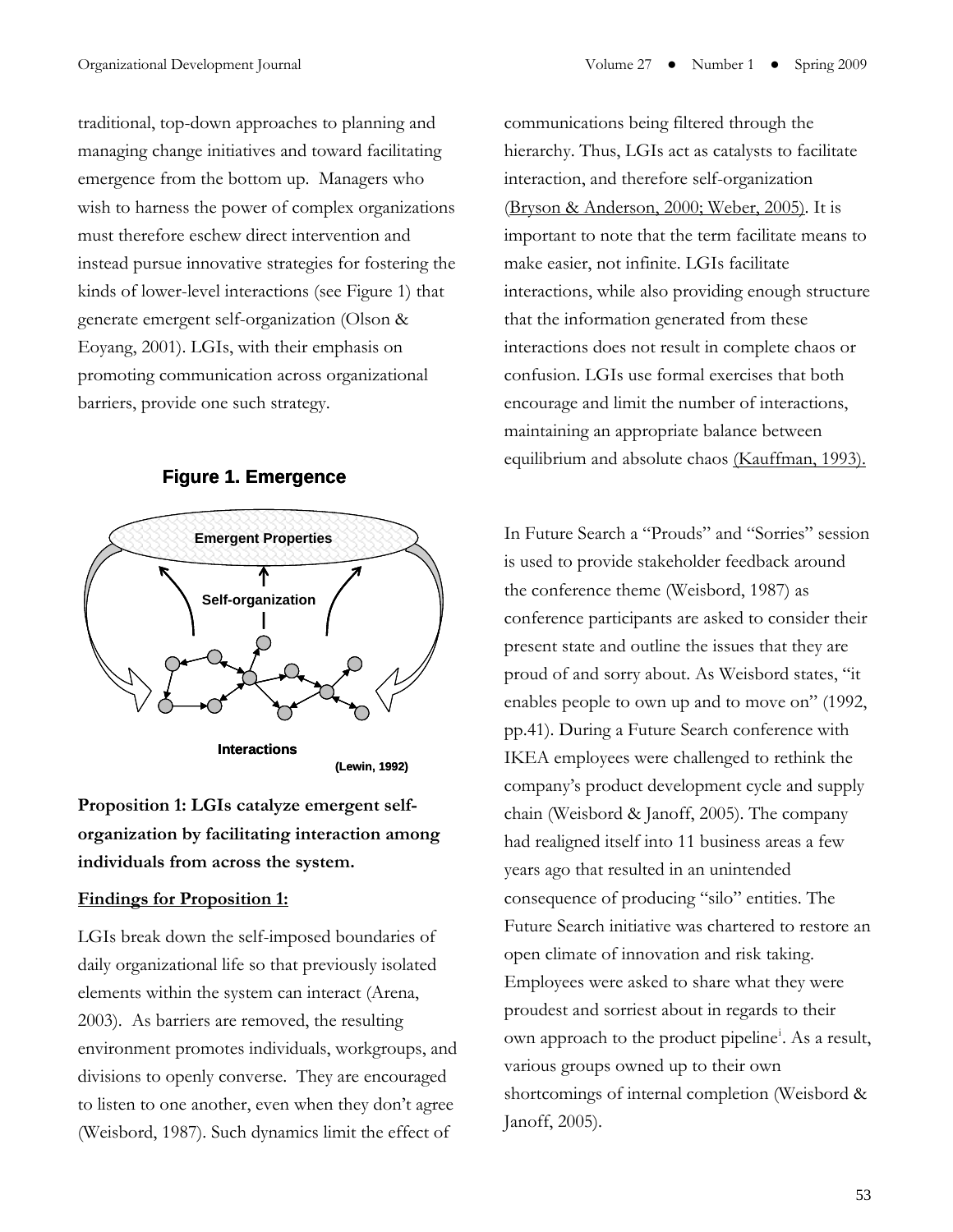traditional, top-down approaches to planning and managing change initiatives and toward facilitating emergence from the bottom up. Managers who wish to harness the power of complex organizations must therefore eschew direct intervention and instead pursue innovative strategies for fostering the kinds of lower-level interactions (see Figure 1) that generate emergent self-organization (Olson & Eoyang, 2001). LGIs, with their emphasis on promoting communication across organizational barriers, provide one such strategy.

**Figure 1. Emergence**

Emergent Properties

Self-organization

Interactions

(Lewin, 1992)

**Proposition 1: LGIs catalyze emergent self-organization by facilitating interaction among individuals from across the system.**

**Findings for Proposition 1:**

LGIs break down the self-imposed boundaries of daily organizational life so that previously isolated elements within the system can interact (Arena, 2003). As barriers are removed, the resulting environment promotes individuals, workgroups, and divisions to openly converse. They are encouraged to listen to one another, even when they don't agree (Weisbord, 1987). Such dynamics limit the effect of communications being filtered through the hierarchy. Thus, LGIs act as catalysts to facilitate interaction, and therefore self-organization (Bryson & Anderson, 2000; Weber, 2005). It is important to note that the term facilitate means to make easier, not infinite. LGIs facilitate interactions, while also providing enough structure that the information generated from these interactions does not result in complete chaos or confusion. LGIs use formal exercises that both encourage and limit the number of interactions, maintaining an appropriate balance between equilibrium and absolute chaos (Kauffman, 1993).

In Future Search a "Prouds" and "Sorries" session is used to provide stakeholder feedback around the conference theme (Weisbord, 1987) as conference participants are asked to consider their present state and outline the issues that they are proud of and sorry about. As Weisbord states, "it enables people to own up and to move on" (1992, pp.41). During a Future Search conference with IKEA employees were challenged to rethink the company's product development cycle and supply chain (Weisbord & Janoff, 2005). The company had realigned itself into 11 business areas a few years ago that resulted in an unintended consequence of producing "silo" entities. The Future Search initiative was chartered to restore an open climate of innovation and risk taking. Employees were asked to share what they were proudest and sorriest about in regards to their own approach to the product pipeline[i]. As a result, various groups owned up to their own shortcomings of internal completion (Weisbord & Janoff, 2005).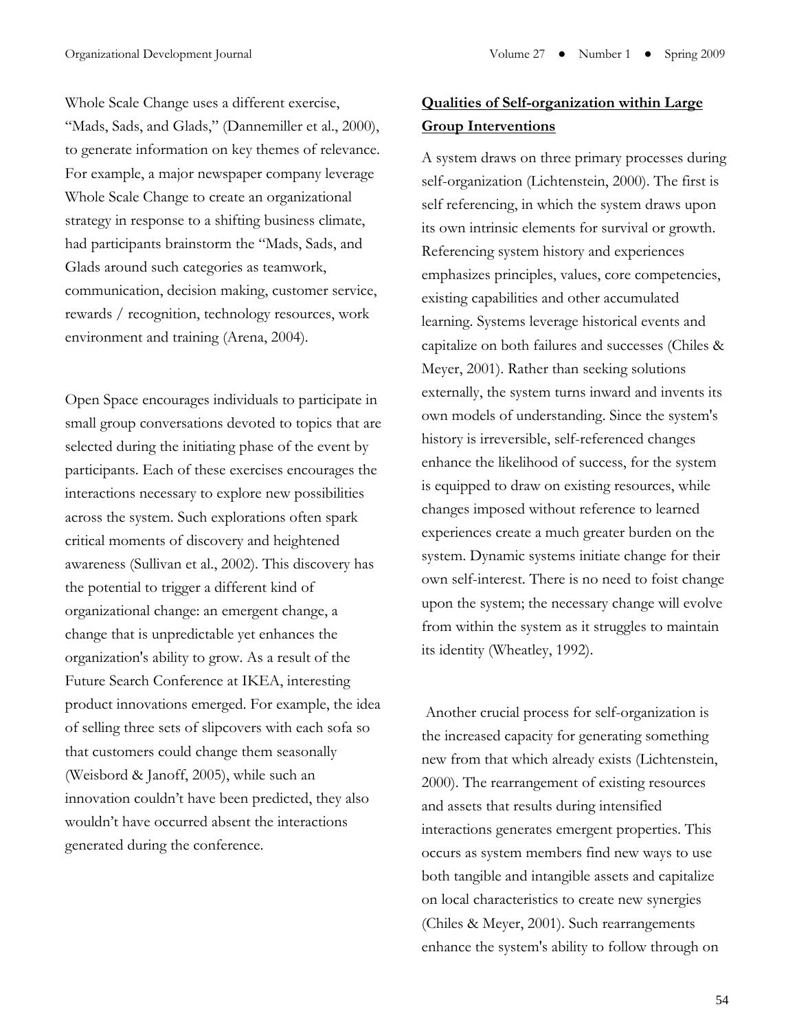Whole Scale Change uses a different exercise, "Mads, Sads, and Glads," (Dannemiller et al., 2000), to generate information on key themes of relevance. For example, a major newspaper company leverage Whole Scale Change to create an organizational strategy in response to a shifting business climate, had participants brainstorm the "Mads, Sads, and Glads around such categories as teamwork, communication, decision making, customer service, rewards / recognition, technology resources, work environment and training (Arena, 2004).

Open Space encourages individuals to participate in small group conversations devoted to topics that are selected during the initiating phase of the event by participants. Each of these exercises encourages the interactions necessary to explore new possibilities across the system. Such explorations often spark critical moments of discovery and heightened awareness (Sullivan et al., 2002). This discovery has the potential to trigger a different kind of organizational change: an emergent change, a change that is unpredictable yet enhances the organization's ability to grow. As a result of the Future Search Conference at IKEA, interesting product innovations emerged. For example, the idea of selling three sets of slipcovers with each sofa so that customers could change them seasonally (Weisbord & Janoff, 2005), while such an innovation couldn't have been predicted, they also wouldn't have occurred absent the interactions generated during the conference.

## Qualities of Self-organization within Large Group Interventions

A system draws on three primary processes during self-organization (Lichtenstein, 2000). The first is self referencing, in which the system draws upon its own intrinsic elements for survival or growth. Referencing system history and experiences emphasizes principles, values, core competencies, existing capabilities and other accumulated learning. Systems leverage historical events and capitalize on both failures and successes (Chiles & Meyer, 2001). Rather than seeking solutions externally, the system turns inward and invents its own models of understanding. Since the system's history is irreversible, self-referenced changes enhance the likelihood of success, for the system is equipped to draw on existing resources, while changes imposed without reference to learned experiences create a much greater burden on the system. Dynamic systems initiate change for their own self-interest. There is no need to foist change upon the system; the necessary change will evolve from within the system as it struggles to maintain its identity (Wheatley, 1992).

Another crucial process for self-organization is the increased capacity for generating something new from that which already exists (Lichtenstein, 2000). The rearrangement of existing resources and assets that results during intensified interactions generates emergent properties. This occurs as system members find new ways to use both tangible and intangible assets and capitalize on local characteristics to create new synergies (Chiles & Meyer, 2001). Such rearrangements enhance the system's ability to follow through on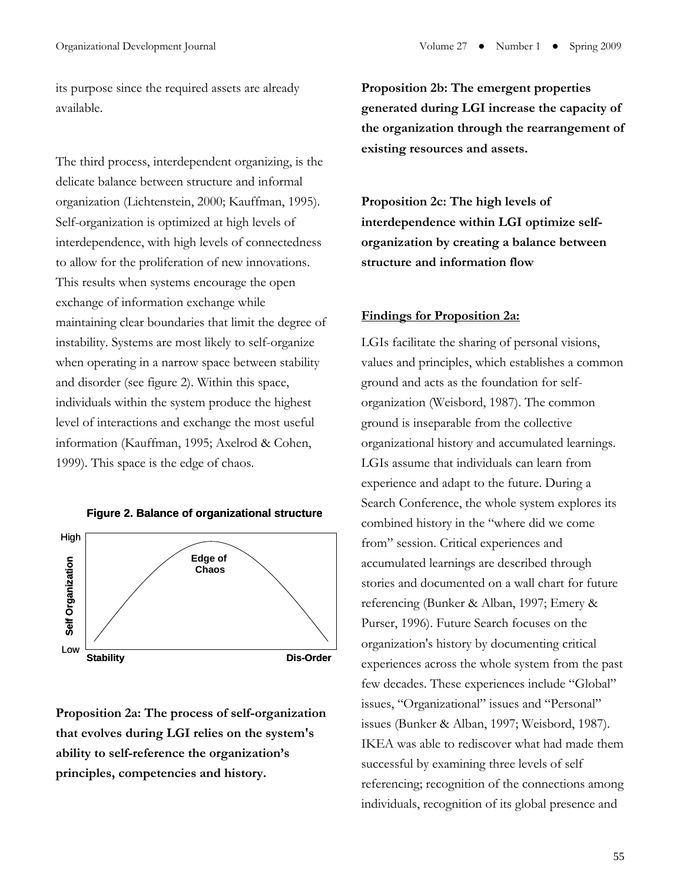its purpose since the required assets are already available.

The third process, interdependent organizing, is the delicate balance between structure and informal organization (Lichtenstein, 2000; Kauffman, 1995). Self-organization is optimized at high levels of interdependence, with high levels of connectedness to allow for the proliferation of new innovations. This results when systems encourage the open exchange of information exchange while maintaining clear boundaries that limit the degree of instability. Systems are most likely to self-organize when operating in a narrow space between stability and disorder (see figure 2). Within this space, individuals within the system produce the highest level of interactions and exchange the most useful information (Kauffman, 1995; Axelrod & Cohen, 1999). This space is the edge of chaos.

**Figure 2. Balance of organizational structure**

**Proposition 2a: The process of self-organization that evolves during LGI relies on the system's ability to self-reference the organization's principles, competencies and history.**

**Proposition 2b: The emergent properties generated during LGI increase the capacity of the organization through the rearrangement of existing resources and assets.**

**Proposition 2c: The high levels of interdependence within LGI optimize self-organization by creating a balance between structure and information flow**

**Findings for Proposition 2a:**

LGIs facilitate the sharing of personal visions, values and principles, which establishes a common ground and acts as the foundation for self-organization (Weisbord, 1987). The common ground is inseparable from the collective organizational history and accumulated learnings. LGIs assume that individuals can learn from experience and adapt to the future. During a Search Conference, the whole system explores its combined history in the "where did we come from" session. Critical experiences and accumulated learnings are described through stories and documented on a wall chart for future referencing (Bunker & Alban, 1997; Emery & Purser, 1996). Future Search focuses on the organization's history by documenting critical experiences across the whole system from the past few decades. These experiences include "Global" issues, "Organizational" issues and "Personal" issues (Bunker & Alban, 1997; Weisbord, 1987). IKEA was able to rediscover what had made them successful by examining three levels of self referencing; recognition of the connections among individuals, recognition of its global presence and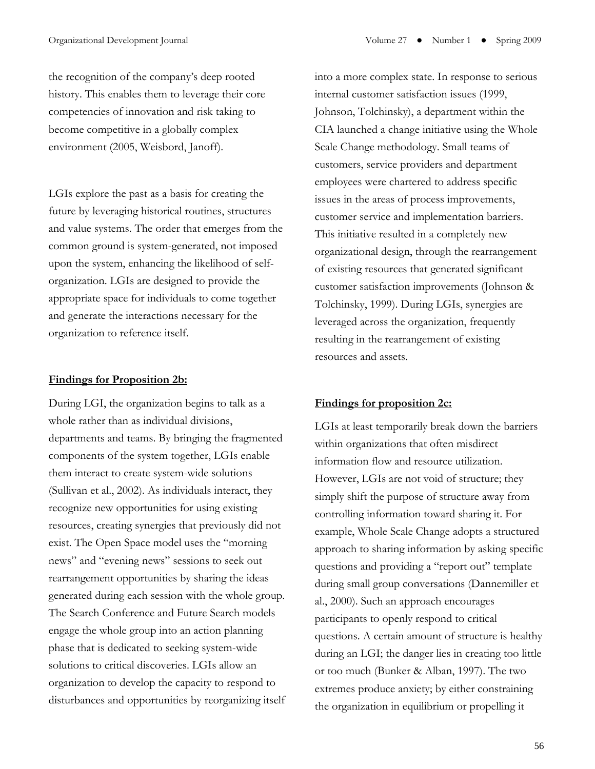the recognition of the company's deep rooted history. This enables them to leverage their core competencies of innovation and risk taking to become competitive in a globally complex environment (2005, Weisbord, Janoff).

LGIs explore the past as a basis for creating the future by leveraging historical routines, structures and value systems. The order that emerges from the common ground is system-generated, not imposed upon the system, enhancing the likelihood of self-organization. LGIs are designed to provide the appropriate space for individuals to come together and generate the interactions necessary for the organization to reference itself.

**Findings for Proposition 2b:**

During LGI, the organization begins to talk as a whole rather than as individual divisions, departments and teams. By bringing the fragmented components of the system together, LGIs enable them interact to create system-wide solutions (Sullivan et al., 2002). As individuals interact, they recognize new opportunities for using existing resources, creating synergies that previously did not exist. The Open Space model uses the "morning news" and "evening news" sessions to seek out rearrangement opportunities by sharing the ideas generated during each session with the whole group. The Search Conference and Future Search models engage the whole group into an action planning phase that is dedicated to seeking system-wide solutions to critical discoveries. LGIs allow an organization to develop the capacity to respond to disturbances and opportunities by reorganizing itself into a more complex state. In response to serious internal customer satisfaction issues (1999, Johnson, Tolchinsky), a department within the CIA launched a change initiative using the Whole Scale Change methodology. Small teams of customers, service providers and department employees were chartered to address specific issues in the areas of process improvements, customer service and implementation barriers. This initiative resulted in a completely new organizational design, through the rearrangement of existing resources that generated significant customer satisfaction improvements (Johnson & Tolchinsky, 1999). During LGIs, synergies are leveraged across the organization, frequently resulting in the rearrangement of existing resources and assets.

**Findings for proposition 2c:**

LGIs at least temporarily break down the barriers within organizations that often misdirect information flow and resource utilization. However, LGIs are not void of structure; they simply shift the purpose of structure away from controlling information toward sharing it. For example, Whole Scale Change adopts a structured approach to sharing information by asking specific questions and providing a "report out" template during small group conversations (Dannemiller et al., 2000). Such an approach encourages participants to openly respond to critical questions. A certain amount of structure is healthy during an LGI; the danger lies in creating too little or too much (Bunker & Alban, 1997). The two extremes produce anxiety; by either constraining the organization in equilibrium or propelling it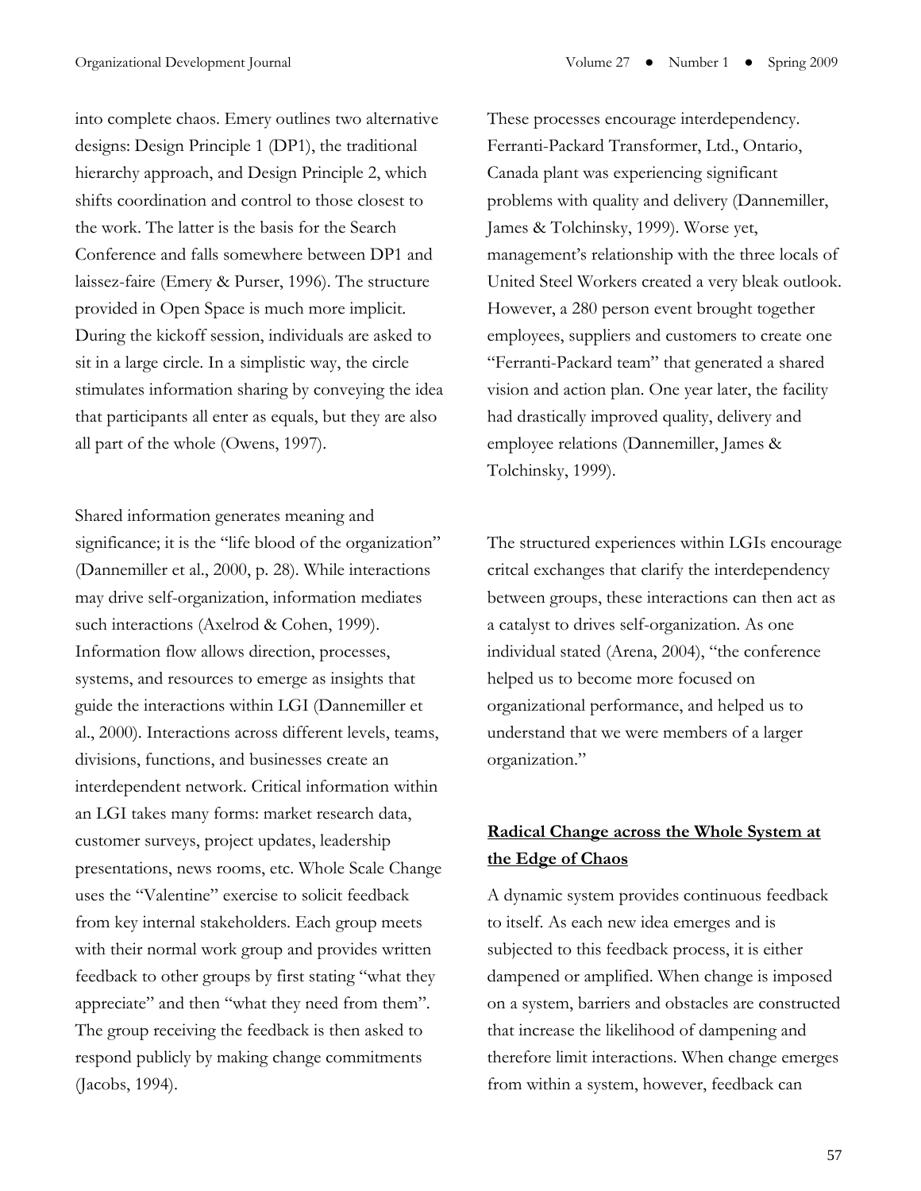into complete chaos. Emery outlines two alternative designs: Design Principle 1 (DP1), the traditional hierarchy approach, and Design Principle 2, which shifts coordination and control to those closest to the work. The latter is the basis for the Search Conference and falls somewhere between DP1 and laissez-faire (Emery & Purser, 1996). The structure provided in Open Space is much more implicit. During the kickoff session, individuals are asked to sit in a large circle. In a simplistic way, the circle stimulates information sharing by conveying the idea that participants all enter as equals, but they are also all part of the whole (Owens, 1997).

Shared information generates meaning and significance; it is the "life blood of the organization" (Dannemiller et al., 2000, p. 28). While interactions may drive self-organization, information mediates such interactions (Axelrod & Cohen, 1999). Information flow allows direction, processes, systems, and resources to emerge as insights that guide the interactions within LGI (Dannemiller et al., 2000). Interactions across different levels, teams, divisions, functions, and businesses create an interdependent network. Critical information within an LGI takes many forms: market research data, customer surveys, project updates, leadership presentations, news rooms, etc. Whole Scale Change uses the "Valentine" exercise to solicit feedback from key internal stakeholders. Each group meets with their normal work group and provides written feedback to other groups by first stating "what they appreciate" and then "what they need from them". The group receiving the feedback is then asked to respond publicly by making change commitments (Jacobs, 1994).

These processes encourage interdependency. Ferranti-Packard Transformer, Ltd., Ontario, Canada plant was experiencing significant problems with quality and delivery (Dannemiller, James & Tolchinsky, 1999). Worse yet, management's relationship with the three locals of United Steel Workers created a very bleak outlook. However, a 280 person event brought together employees, suppliers and customers to create one "Ferranti-Packard team" that generated a shared vision and action plan. One year later, the facility had drastically improved quality, delivery and employee relations (Dannemiller, James & Tolchinsky, 1999).

The structured experiences within LGIs encourage critcal exchanges that clarify the interdependency between groups, these interactions can then act as a catalyst to drives self-organization. As one individual stated (Arena, 2004), "the conference helped us to become more focused on organizational performance, and helped us to understand that we were members of a larger organization."

## Radical Change across the Whole System at the Edge of Chaos

A dynamic system provides continuous feedback to itself. As each new idea emerges and is subjected to this feedback process, it is either dampened or amplified. When change is imposed on a system, barriers and obstacles are constructed that increase the likelihood of dampening and therefore limit interactions. When change emerges from within a system, however, feedback can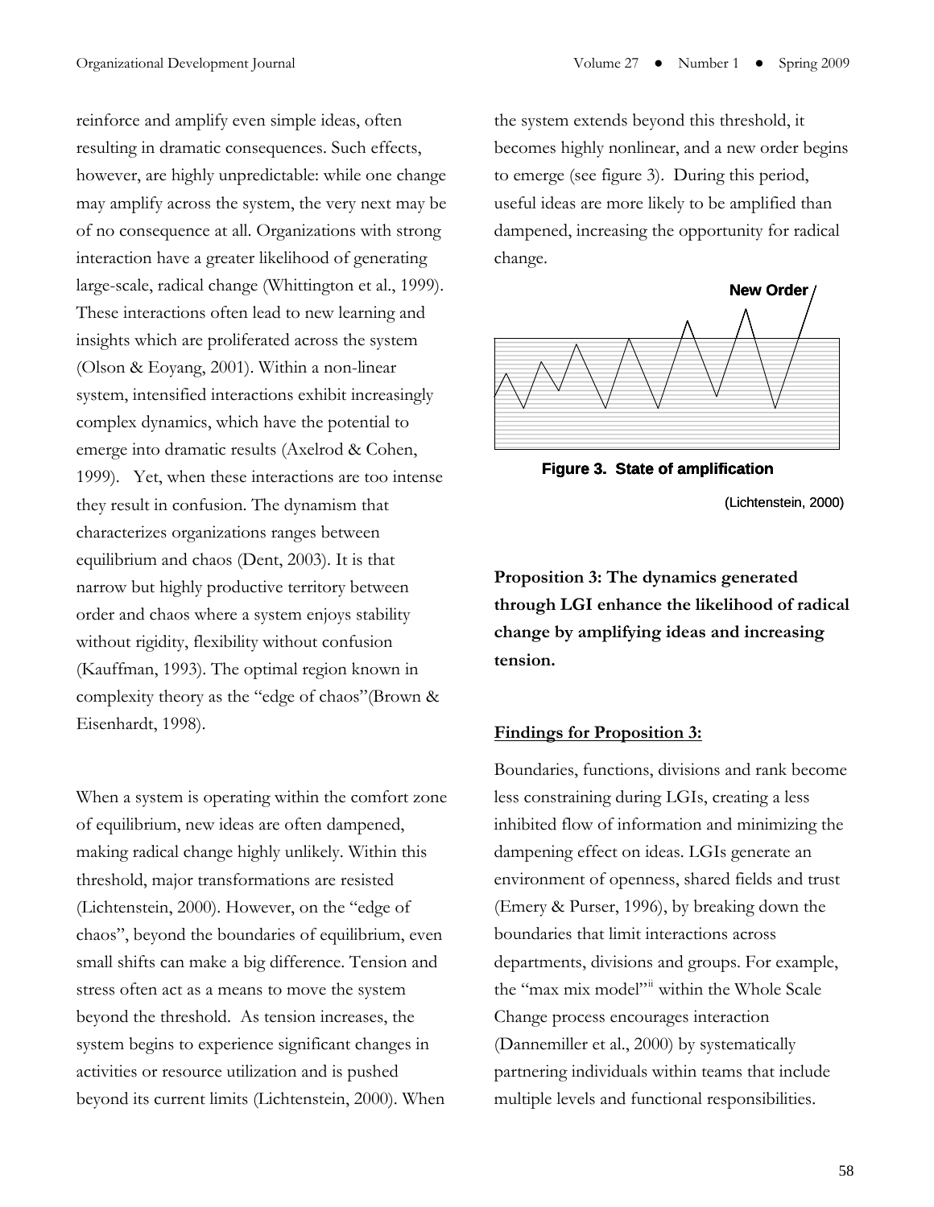reinforce and amplify even simple ideas, often resulting in dramatic consequences. Such effects, however, are highly unpredictable: while one change may amplify across the system, the very next may be of no consequence at all. Organizations with strong interaction have a greater likelihood of generating large-scale, radical change (Whittington et al., 1999). These interactions often lead to new learning and insights which are proliferated across the system (Olson & Eoyang, 2001). Within a non-linear system, intensified interactions exhibit increasingly complex dynamics, which have the potential to emerge into dramatic results (Axelrod & Cohen, 1999). Yet, when these interactions are too intense they result in confusion. The dynamism that characterizes organizations ranges between equilibrium and chaos (Dent, 2003). It is that narrow but highly productive territory between order and chaos where a system enjoys stability without rigidity, flexibility without confusion (Kauffman, 1993). The optimal region known in complexity theory as the "edge of chaos"(Brown & Eisenhardt, 1998).

When a system is operating within the comfort zone of equilibrium, new ideas are often dampened, making radical change highly unlikely. Within this threshold, major transformations are resisted (Lichtenstein, 2000). However, on the "edge of chaos", beyond the boundaries of equilibrium, even small shifts can make a big difference. Tension and stress often act as a means to move the system beyond the threshold. As tension increases, the system begins to experience significant changes in activities or resource utilization and is pushed beyond its current limits (Lichtenstein, 2000). When the system extends beyond this threshold, it becomes highly nonlinear, and a new order begins to emerge (see figure 3). During this period, useful ideas are more likely to be amplified than dampened, increasing the opportunity for radical change.

New Order

**Figure 3. State of amplification**

(Lichtenstein, 2000)

**Proposition 3: The dynamics generated through LGI enhance the likelihood of radical change by amplifying ideas and increasing tension.**

**Findings for Proposition 3:**

Boundaries, functions, divisions and rank become less constraining during LGIs, creating a less inhibited flow of information and minimizing the dampening effect on ideas. LGIs generate an environment of openness, shared fields and trust (Emery & Purser, 1996), by breaking down the boundaries that limit interactions across departments, divisions and groups. For example, the "max mix model"[ii] within the Whole Scale Change process encourages interaction (Dannemiller et al., 2000) by systematically partnering individuals within teams that include multiple levels and functional responsibilities.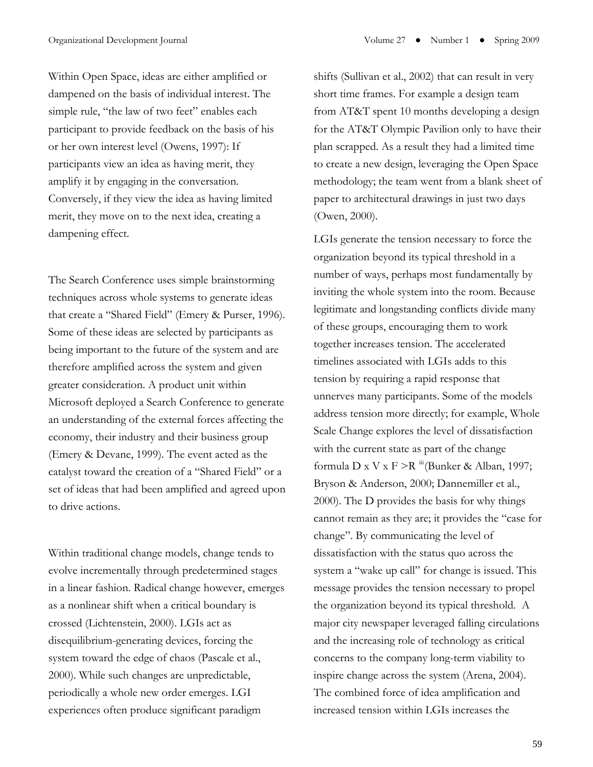Within Open Space, ideas are either amplified or dampened on the basis of individual interest. The simple rule, "the law of two feet" enables each participant to provide feedback on the basis of his or her own interest level (Owens, 1997): If participants view an idea as having merit, they amplify it by engaging in the conversation. Conversely, if they view the idea as having limited merit, they move on to the next idea, creating a dampening effect.

The Search Conference uses simple brainstorming techniques across whole systems to generate ideas that create a "Shared Field" (Emery & Purser, 1996). Some of these ideas are selected by participants as being important to the future of the system and are therefore amplified across the system and given greater consideration. A product unit within Microsoft deployed a Search Conference to generate an understanding of the external forces affecting the economy, their industry and their business group (Emery & Devane, 1999). The event acted as the catalyst toward the creation of a "Shared Field" or a set of ideas that had been amplified and agreed upon to drive actions.

Within traditional change models, change tends to evolve incrementally through predetermined stages in a linear fashion. Radical change however, emerges as a nonlinear shift when a critical boundary is crossed (Lichtenstein, 2000). LGIs act as disequilibrium-generating devices, forcing the system toward the edge of chaos (Pascale et al., 2000). While such changes are unpredictable, periodically a whole new order emerges. LGI experiences often produce significant paradigm shifts (Sullivan et al., 2002) that can result in very short time frames. For example a design team from AT&T spent 10 months developing a design for the AT&T Olympic Pavilion only to have their plan scrapped. As a result they had a limited time to create a new design, leveraging the Open Space methodology; the team went from a blank sheet of paper to architectural drawings in just two days (Owen, 2000).

LGIs generate the tension necessary to force the organization beyond its typical threshold in a number of ways, perhaps most fundamentally by inviting the whole system into the room. Because legitimate and longstanding conflicts divide many of these groups, encouraging them to work together increases tension. The accelerated timelines associated with LGIs adds to this tension by requiring a rapid response that unnerves many participants. Some of the models address tension more directly; for example, Whole Scale Change explores the level of dissatisfaction with the current state as part of the change formula D x V x F >R [iii] (Bunker & Alban, 1997; Bryson & Anderson, 2000; Dannemiller et al., 2000). The D provides the basis for why things cannot remain as they are; it provides the "case for change". By communicating the level of dissatisfaction with the status quo across the system a "wake up call" for change is issued. This message provides the tension necessary to propel the organization beyond its typical threshold. A major city newspaper leveraged falling circulations and the increasing role of technology as critical concerns to the company long-term viability to inspire change across the system (Arena, 2004). The combined force of idea amplification and increased tension within LGIs increases the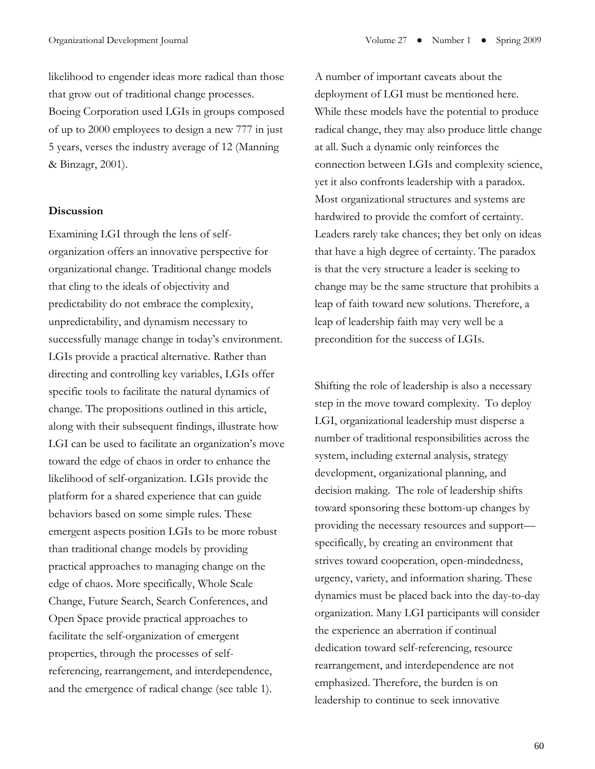likelihood to engender ideas more radical than those that grow out of traditional change processes. Boeing Corporation used LGIs in groups composed of up to 2000 employees to design a new 777 in just 5 years, verses the industry average of 12 (Manning & Binzagr, 2001).

**Discussion**

Examining LGI through the lens of self-organization offers an innovative perspective for organizational change. Traditional change models that cling to the ideals of objectivity and predictability do not embrace the complexity, unpredictability, and dynamism necessary to successfully manage change in today's environment. LGIs provide a practical alternative. Rather than directing and controlling key variables, LGIs offer specific tools to facilitate the natural dynamics of change. The propositions outlined in this article, along with their subsequent findings, illustrate how LGI can be used to facilitate an organization's move toward the edge of chaos in order to enhance the likelihood of self-organization. LGIs provide the platform for a shared experience that can guide behaviors based on some simple rules. These emergent aspects position LGIs to be more robust than traditional change models by providing practical approaches to managing change on the edge of chaos. More specifically, Whole Scale Change, Future Search, Search Conferences, and Open Space provide practical approaches to facilitate the self-organization of emergent properties, through the processes of self-referencing, rearrangement, and interdependence, and the emergence of radical change (see table 1).

A number of important caveats about the deployment of LGI must be mentioned here. While these models have the potential to produce radical change, they may also produce little change at all. Such a dynamic only reinforces the connection between LGIs and complexity science, yet it also confronts leadership with a paradox. Most organizational structures and systems are hardwired to provide the comfort of certainty. Leaders rarely take chances; they bet only on ideas that have a high degree of certainty. The paradox is that the very structure a leader is seeking to change may be the same structure that prohibits a leap of faith toward new solutions. Therefore, a leap of leadership faith may very well be a precondition for the success of LGIs.

Shifting the role of leadership is also a necessary step in the move toward complexity. To deploy LGI, organizational leadership must disperse a number of traditional responsibilities across the system, including external analysis, strategy development, organizational planning, and decision making. The role of leadership shifts toward sponsoring these bottom-up changes by providing the necessary resources and support—specifically, by creating an environment that strives toward cooperation, open-mindedness, urgency, variety, and information sharing. These dynamics must be placed back into the day-to-day organization. Many LGI participants will consider the experience an aberration if continual dedication toward self-referencing, resource rearrangement, and interdependence are not emphasized. Therefore, the burden is on leadership to continue to seek innovative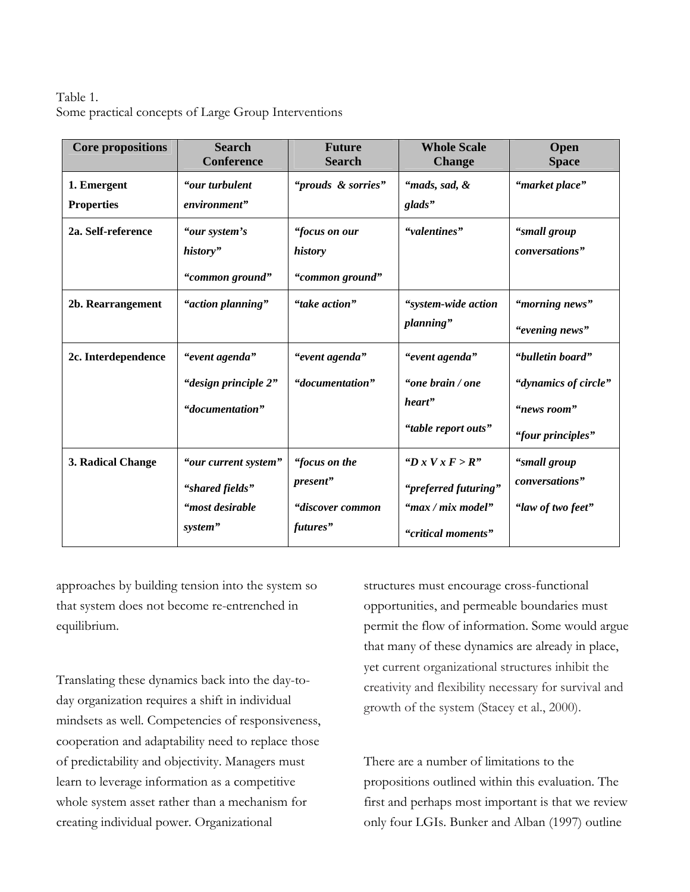Table 1.
Some practical concepts of Large Group Interventions

| Core propositions | Search Conference | Future Search | Whole Scale Change | Open Space |
|---|---|---|---|---|
| **1. Emergent Properties** | ***"our turbulent environment"*** | ***"prouds & sorries"*** | ***"mads, sad, & glads"*** | ***"market place"*** |
| **2a. Self-reference** | ***"our system's history"*** ***"common ground"*** | ***"focus on our history*** ***"common ground"*** | ***"valentines"*** | ***"small group conversations"*** |
| **2b. Rearrangement** | ***"action planning"*** | ***"take action"*** | ***"system-wide action planning"*** | ***"morning news"*** ***"evening news"*** |
| **2c. Interdependence** | ***"event agenda"*** ***"design principle 2"*** ***"documentation"*** | ***"event agenda"*** ***"documentation"*** | ***"event agenda"*** ***"one brain / one heart"*** ***"table report outs"*** | ***"bulletin board"*** ***"dynamics of circle"*** ***"news room"*** ***"four principles"*** |
| **3. Radical Change** | ***"our current system"*** ***"shared fields"*** ***"most desirable system"*** | ***"focus on the present"*** ***"discover common futures"*** | ***"D x V x F > R"*** ***"preferred futuring"*** ***"max / mix model"*** ***"critical moments"*** | ***"small group conversations"*** ***"law of two feet"*** |

approaches by building tension into the system so that system does not become re-entrenched in equilibrium.

Translating these dynamics back into the day-to-day organization requires a shift in individual mindsets as well. Competencies of responsiveness, cooperation and adaptability need to replace those of predictability and objectivity. Managers must learn to leverage information as a competitive whole system asset rather than a mechanism for creating individual power. Organizational structures must encourage cross-functional opportunities, and permeable boundaries must permit the flow of information. Some would argue that many of these dynamics are already in place, yet current organizational structures inhibit the creativity and flexibility necessary for survival and growth of the system (Stacey et al., 2000).

There are a number of limitations to the propositions outlined within this evaluation. The first and perhaps most important is that we review only four LGIs. Bunker and Alban (1997) outline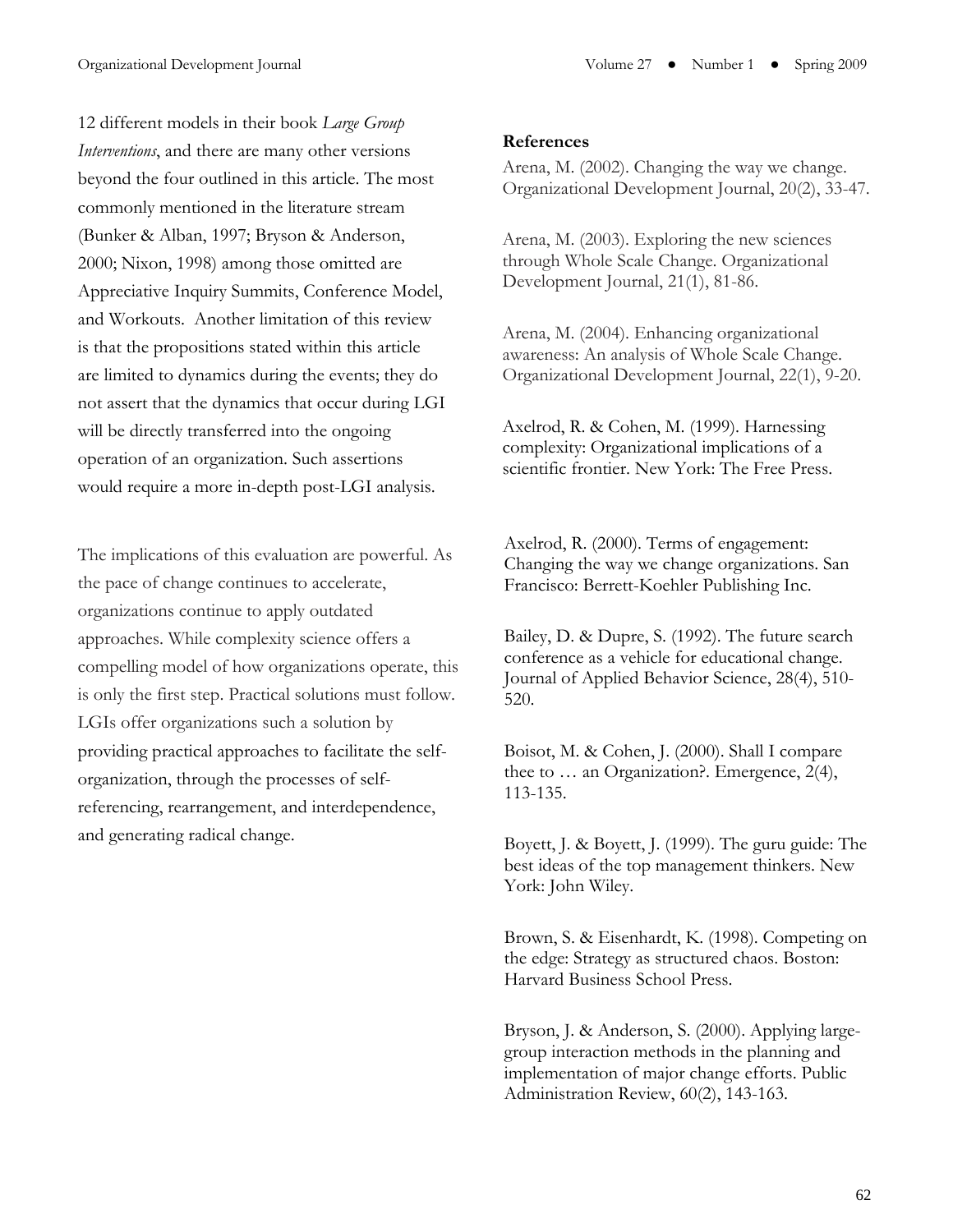12 different models in their book *Large Group Interventions*, and there are many other versions beyond the four outlined in this article. The most commonly mentioned in the literature stream (Bunker & Alban, 1997; Bryson & Anderson, 2000; Nixon, 1998) among those omitted are Appreciative Inquiry Summits, Conference Model, and Workouts. Another limitation of this review is that the propositions stated within this article are limited to dynamics during the events; they do not assert that the dynamics that occur during LGI will be directly transferred into the ongoing operation of an organization. Such assertions would require a more in-depth post-LGI analysis.

The implications of this evaluation are powerful. As the pace of change continues to accelerate, organizations continue to apply outdated approaches. While complexity science offers a compelling model of how organizations operate, this is only the first step. Practical solutions must follow. LGIs offer organizations such a solution by providing practical approaches to facilitate the self-organization, through the processes of self-referencing, rearrangement, and interdependence, and generating radical change.

**References**

Arena, M. (2002). Changing the way we change. Organizational Development Journal, 20(2), 33-47.

Arena, M. (2003). Exploring the new sciences through Whole Scale Change. Organizational Development Journal, 21(1), 81-86.

Arena, M. (2004). Enhancing organizational awareness: An analysis of Whole Scale Change. Organizational Development Journal, 22(1), 9-20.

Axelrod, R. & Cohen, M. (1999). Harnessing complexity: Organizational implications of a scientific frontier. New York: The Free Press.

Axelrod, R. (2000). Terms of engagement: Changing the way we change organizations. San Francisco: Berrett-Koehler Publishing Inc.

Bailey, D. & Dupre, S. (1992). The future search conference as a vehicle for educational change. Journal of Applied Behavior Science, 28(4), 510-520.

Boisot, M. & Cohen, J. (2000). Shall I compare thee to … an Organization?. Emergence, 2(4), 113-135.

Boyett, J. & Boyett, J. (1999). The guru guide: The best ideas of the top management thinkers. New York: John Wiley.

Brown, S. & Eisenhardt, K. (1998). Competing on the edge: Strategy as structured chaos. Boston: Harvard Business School Press.

Bryson, J. & Anderson, S. (2000). Applying large-group interaction methods in the planning and implementation of major change efforts. Public Administration Review, 60(2), 143-163.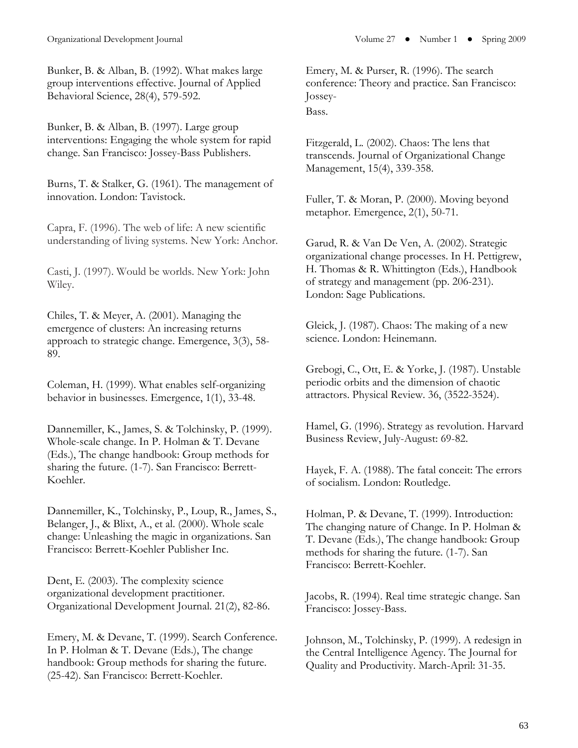Bunker, B. & Alban, B. (1992). What makes large group interventions effective. Journal of Applied Behavioral Science, 28(4), 579-592.

Bunker, B. & Alban, B. (1997). Large group interventions: Engaging the whole system for rapid change. San Francisco: Jossey-Bass Publishers.

Burns, T. & Stalker, G. (1961). The management of innovation. London: Tavistock.

Capra, F. (1996). The web of life: A new scientific understanding of living systems. New York: Anchor.

Casti, J. (1997). Would be worlds. New York: John Wiley.

Chiles, T. & Meyer, A. (2001). Managing the emergence of clusters: An increasing returns approach to strategic change. Emergence, 3(3), 58-89.

Coleman, H. (1999). What enables self-organizing behavior in businesses. Emergence, 1(1), 33-48.

Dannemiller, K., James, S. & Tolchinsky, P. (1999). Whole-scale change. In P. Holman & T. Devane (Eds.), The change handbook: Group methods for sharing the future. (1-7). San Francisco: Berrett-Koehler.

Dannemiller, K., Tolchinsky, P., Loup, R., James, S., Belanger, J., & Blixt, A., et al. (2000). Whole scale change: Unleashing the magic in organizations. San Francisco: Berrett-Koehler Publisher Inc.

Dent, E. (2003). The complexity science organizational development practitioner. Organizational Development Journal. 21(2), 82-86.

Emery, M. & Devane, T. (1999). Search Conference. In P. Holman & T. Devane (Eds.), The change handbook: Group methods for sharing the future. (25-42). San Francisco: Berrett-Koehler.

Emery, M. & Purser, R. (1996). The search conference: Theory and practice. San Francisco: Jossey-Bass.

Fitzgerald, L. (2002). Chaos: The lens that transcends. Journal of Organizational Change Management, 15(4), 339-358.

Fuller, T. & Moran, P. (2000). Moving beyond metaphor. Emergence, 2(1), 50-71.

Garud, R. & Van De Ven, A. (2002). Strategic organizational change processes. In H. Pettigrew, H. Thomas & R. Whittington (Eds.), Handbook of strategy and management (pp. 206-231). London: Sage Publications.

Gleick, J. (1987). Chaos: The making of a new science. London: Heinemann.

Grebogi, C., Ott, E. & Yorke, J. (1987). Unstable periodic orbits and the dimension of chaotic attractors. Physical Review. 36, (3522-3524).

Hamel, G. (1996). Strategy as revolution. Harvard Business Review, July-August: 69-82.

Hayek, F. A. (1988). The fatal conceit: The errors of socialism. London: Routledge.

Holman, P. & Devane, T. (1999). Introduction: The changing nature of Change. In P. Holman & T. Devane (Eds.), The change handbook: Group methods for sharing the future. (1-7). San Francisco: Berrett-Koehler.

Jacobs, R. (1994). Real time strategic change. San Francisco: Jossey-Bass.

Johnson, M., Tolchinsky, P. (1999). A redesign in the Central Intelligence Agency. The Journal for Quality and Productivity. March-April: 31-35.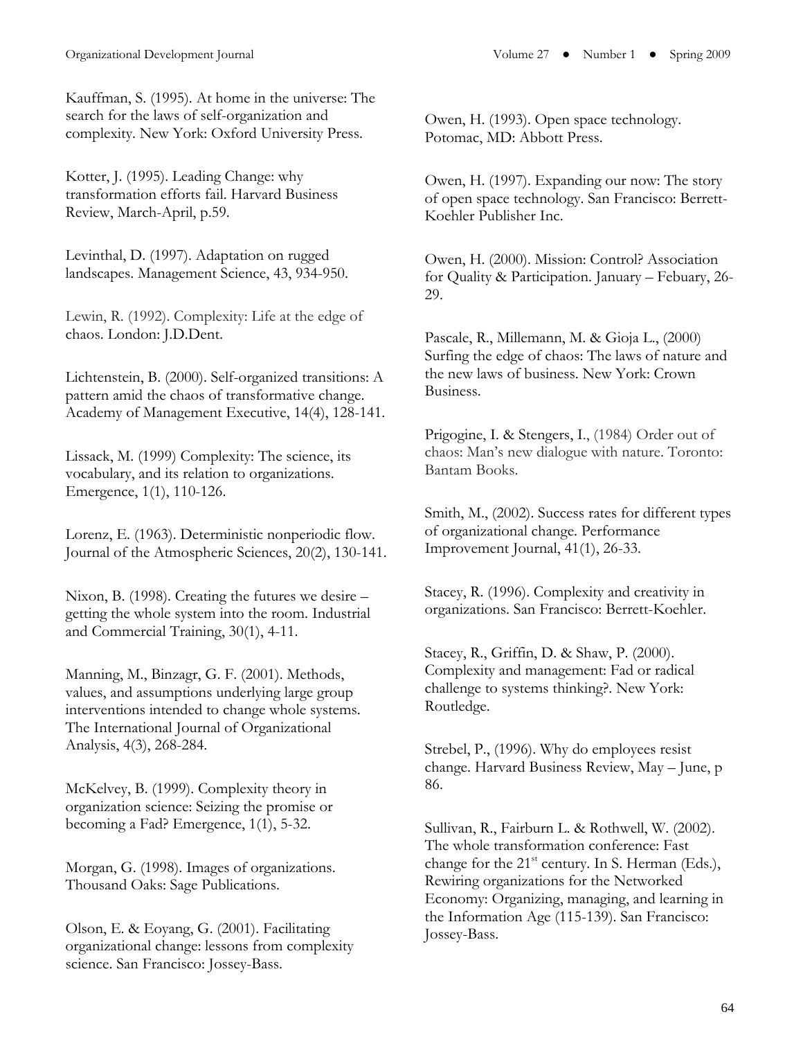Kauffman, S. (1995). At home in the universe: The search for the laws of self-organization and complexity. New York: Oxford University Press.

Kotter, J. (1995). Leading Change: why transformation efforts fail. Harvard Business Review, March-April, p.59.

Levinthal, D. (1997). Adaptation on rugged landscapes. Management Science, 43, 934-950.

Lewin, R. (1992). Complexity: Life at the edge of chaos. London: J.D.Dent.

Lichtenstein, B. (2000). Self-organized transitions: A pattern amid the chaos of transformative change. Academy of Management Executive, 14(4), 128-141.

Lissack, M. (1999) Complexity: The science, its vocabulary, and its relation to organizations. Emergence, 1(1), 110-126.

Lorenz, E. (1963). Deterministic nonperiodic flow. Journal of the Atmospheric Sciences, 20(2), 130-141.

Nixon, B. (1998). Creating the futures we desire – getting the whole system into the room. Industrial and Commercial Training, 30(1), 4-11.

Manning, M., Binzagr, G. F. (2001). Methods, values, and assumptions underlying large group interventions intended to change whole systems. The International Journal of Organizational Analysis, 4(3), 268-284.

McKelvey, B. (1999). Complexity theory in organization science: Seizing the promise or becoming a Fad? Emergence, 1(1), 5-32.

Morgan, G. (1998). Images of organizations. Thousand Oaks: Sage Publications.

Olson, E. & Eoyang, G. (2001). Facilitating organizational change: lessons from complexity science. San Francisco: Jossey-Bass.

Owen, H. (1993). Open space technology. Potomac, MD: Abbott Press.

Owen, H. (1997). Expanding our now: The story of open space technology. San Francisco: Berrett-Koehler Publisher Inc.

Owen, H. (2000). Mission: Control? Association for Quality & Participation. January – Febuary, 26-29.

Pascale, R., Millemann, M. & Gioja L., (2000) Surfing the edge of chaos: The laws of nature and the new laws of business. New York: Crown Business.

Prigogine, I. & Stengers, I., (1984) Order out of chaos: Man's new dialogue with nature. Toronto: Bantam Books.

Smith, M., (2002). Success rates for different types of organizational change. Performance Improvement Journal, 41(1), 26-33.

Stacey, R. (1996). Complexity and creativity in organizations. San Francisco: Berrett-Koehler.

Stacey, R., Griffin, D. & Shaw, P. (2000). Complexity and management: Fad or radical challenge to systems thinking?. New York: Routledge.

Strebel, P., (1996). Why do employees resist change. Harvard Business Review, May – June, p 86.

Sullivan, R., Fairburn L. & Rothwell, W. (2002). The whole transformation conference: Fast change for the 21st century. In S. Herman (Eds.), Rewiring organizations for the Networked Economy: Organizing, managing, and learning in the Information Age (115-139). San Francisco: Jossey-Bass.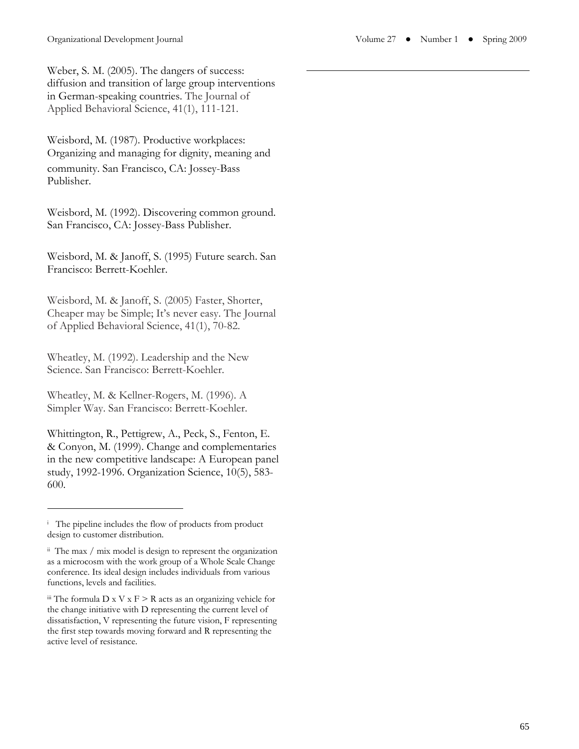Weber, S. M. (2005). The dangers of success: diffusion and transition of large group interventions in German-speaking countries. The Journal of Applied Behavioral Science, 41(1), 111-121.

Weisbord, M. (1987). Productive workplaces: Organizing and managing for dignity, meaning and community. San Francisco, CA: Jossey-Bass Publisher.

Weisbord, M. (1992). Discovering common ground. San Francisco, CA: Jossey-Bass Publisher.

Weisbord, M. & Janoff, S. (1995) Future search. San Francisco: Berrett-Koehler.

Weisbord, M. & Janoff, S. (2005) Faster, Shorter, Cheaper may be Simple; It's never easy. The Journal of Applied Behavioral Science, 41(1), 70-82.

Wheatley, M. (1992). Leadership and the New Science. San Francisco: Berrett-Koehler.

Wheatley, M. & Kellner-Rogers, M. (1996). A Simpler Way. San Francisco: Berrett-Koehler.

Whittington, R., Pettigrew, A., Peck, S., Fenton, E. & Conyon, M. (1999). Change and complementaries in the new competitive landscape: A European panel study, 1992-1996. Organization Science, 10(5), 583-600.

---

[i] The pipeline includes the flow of products from product design to customer distribution.

[ii] The max / mix model is design to represent the organization as a microcosm with the work group of a Whole Scale Change conference. Its ideal design includes individuals from various functions, levels and facilities.

[iii] The formula $D \times V \times F > R$ acts as an organizing vehicle for the change initiative with D representing the current level of dissatisfaction, V representing the future vision, F representing the first step towards moving forward and R representing the active level of resistance.